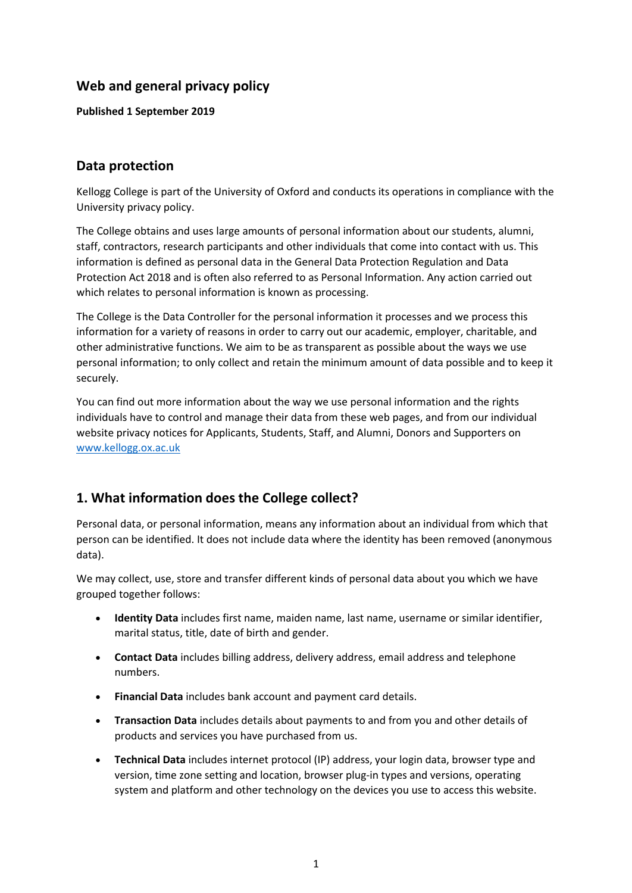## Web and general privacy policy

**Published 1 September 2019**

## Data protection

Kellogg College is part of the University of Oxford and conducts its operations in compliance with the University privacy policy.

The College obtains and uses large amounts of personal information about our students, alumni, staff, contractors, research participants and other individuals that come into contact with us. This information is defined as personal data in the General Data Protection Regulation and Data Protection Act 2018 and is often also referred to as Personal Information. Any action carried out which relates to personal information is known as processing.

The College is the Data Controller for the personal information it processes and we process this information for a variety of reasons in order to carry out our academic, employer, charitable, and other administrative functions. We aim to be as transparent as possible about the ways we use personal information; to only collect and retain the minimum amount of data possible and to keep it securely.

You can find out more information about the way we use personal information and the rights individuals have to control and manage their data from these web pages, and from our individual website privacy notices for Applicants, Students, Staff, and Alumni, Donors and Supporters on [www.kellogg.ox.ac.uk](www.kellogg.ox.ac.uk)

## 1. What information does the College collect?

Personal data, or personal information, means any information about an individual from which that person can be identified. It does not include data where the identity has been removed (anonymous data).

We may collect, use, store and transfer different kinds of personal data about you which we have grouped together follows:

- **Identity Data** includes first name, maiden name, last name, username or similar identifier, marital status, title, date of birth and gender.
- **Contact Data** includes billing address, delivery address, email address and telephone numbers.
- **Financial Data** includes bank account and payment card details.
- **Transaction Data** includes details about payments to and from you and other details of products and services you have purchased from us.
- **Technical Data** includes internet protocol (IP) address, your login data, browser type and version, time zone setting and location, browser plug-in types and versions, operating system and platform and other technology on the devices you use to access this website.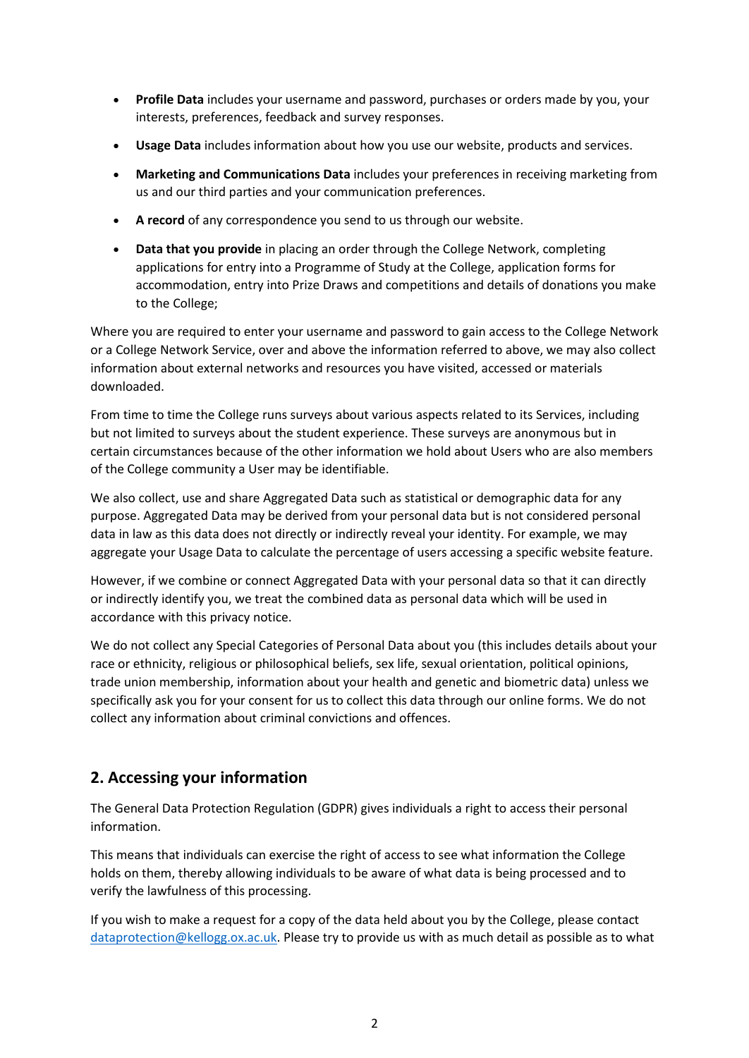- **Profile Data** includes your username and password, purchases or orders made by you, your interests, preferences, feedback and survey responses.
- **Usage Data** includes information about how you use our website, products and services.
- **Marketing and Communications Data** includes your preferences in receiving marketing from us and our third parties and your communication preferences.
- **A record** of any correspondence you send to us through our website.
- **Data that you provide** in placing an order through the College Network, completing applications for entry into a Programme of Study at the College, application forms for accommodation, entry into Prize Draws and competitions and details of donations you make to the College;

Where you are required to enter your username and password to gain access to the College Network or a College Network Service, over and above the information referred to above, we may also collect information about external networks and resources you have visited, accessed or materials downloaded.

From time to time the College runs surveys about various aspects related to its Services, including but not limited to surveys about the student experience. These surveys are anonymous but in certain circumstances because of the other information we hold about Users who are also members of the College community a User may be identifiable.

We also collect, use and share Aggregated Data such as statistical or demographic data for any purpose. Aggregated Data may be derived from your personal data but is not considered personal data in law as this data does not directly or indirectly reveal your identity. For example, we may aggregate your Usage Data to calculate the percentage of users accessing a specific website feature.

However, if we combine or connect Aggregated Data with your personal data so that it can directly or indirectly identify you, we treat the combined data as personal data which will be used in accordance with this privacy notice.

We do not collect any Special Categories of Personal Data about you (this includes details about your race or ethnicity, religious or philosophical beliefs, sex life, sexual orientation, political opinions, trade union membership, information about your health and genetic and biometric data) unless we specifically ask you for your consent for us to collect this data through our online forms. We do not collect any information about criminal convictions and offences.

## 2. Accessing your information

The General Data Protection Regulation (GDPR) gives individuals a right to access their personal information.

This means that individuals can exercise the right of access to see what information the College holds on them, thereby allowing individuals to be aware of what data is being processed and to verify the lawfulness of this processing.

If you wish to make a request for a copy of the data held about you by the College, please contact dataprotection@kellogg.ox.ac.uk. Please try to provide us with as much detail as possible as to what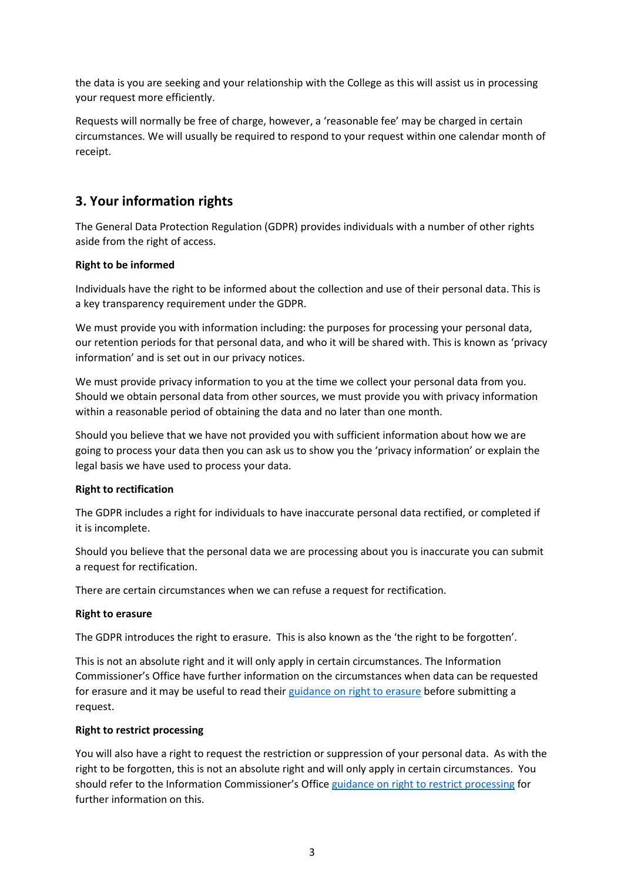the data is you are seeking and your relationship with the College as this will assist us in processing your request more efficiently.

Requests will normally be free of charge, however, a 'reasonable fee' may be charged in certain circumstances. We will usually be required to respond to your request within one calendar month of receipt.

## 3. Your information rights

The General Data Protection Regulation (GDPR) provides individuals with a number of other rights aside from the right of access.

**Right to be informed**

Individuals have the right to be informed about the collection and use of their personal data. This is a key transparency requirement under the GDPR.

We must provide you with information including: the purposes for processing your personal data, our retention periods for that personal data, and who it will be shared with. This is known as 'privacy information' and is set out in our privacy notices.

We must provide privacy information to you at the time we collect your personal data from you. Should we obtain personal data from other sources, we must provide you with privacy information within a reasonable period of obtaining the data and no later than one month.

Should you believe that we have not provided you with sufficient information about how we are going to process your data then you can ask us to show you the 'privacy information' or explain the legal basis we have used to process your data.

**Right to rectification**

The GDPR includes a right for individuals to have inaccurate personal data rectified, or completed if it is incomplete.

Should you believe that the personal data we are processing about you is inaccurate you can submit a request for rectification.

There are certain circumstances when we can refuse a request for rectification.

**Right to erasure**

The GDPR introduces the right to erasure. This is also known as the 'the right to be forgotten'.

This is not an absolute right and it will only apply in certain circumstances. The Information Commissioner's Office have further information on the circumstances when data can be requested for erasure and it may be useful to read their guidance on right to erasure before submitting a request.

**Right to restrict processing**

You will also have a right to request the restriction or suppression of your personal data. As with the right to be forgotten, this is not an absolute right and will only apply in certain circumstances. You should refer to the Information Commissioner's Office guidance on right to restrict processing for further information on this.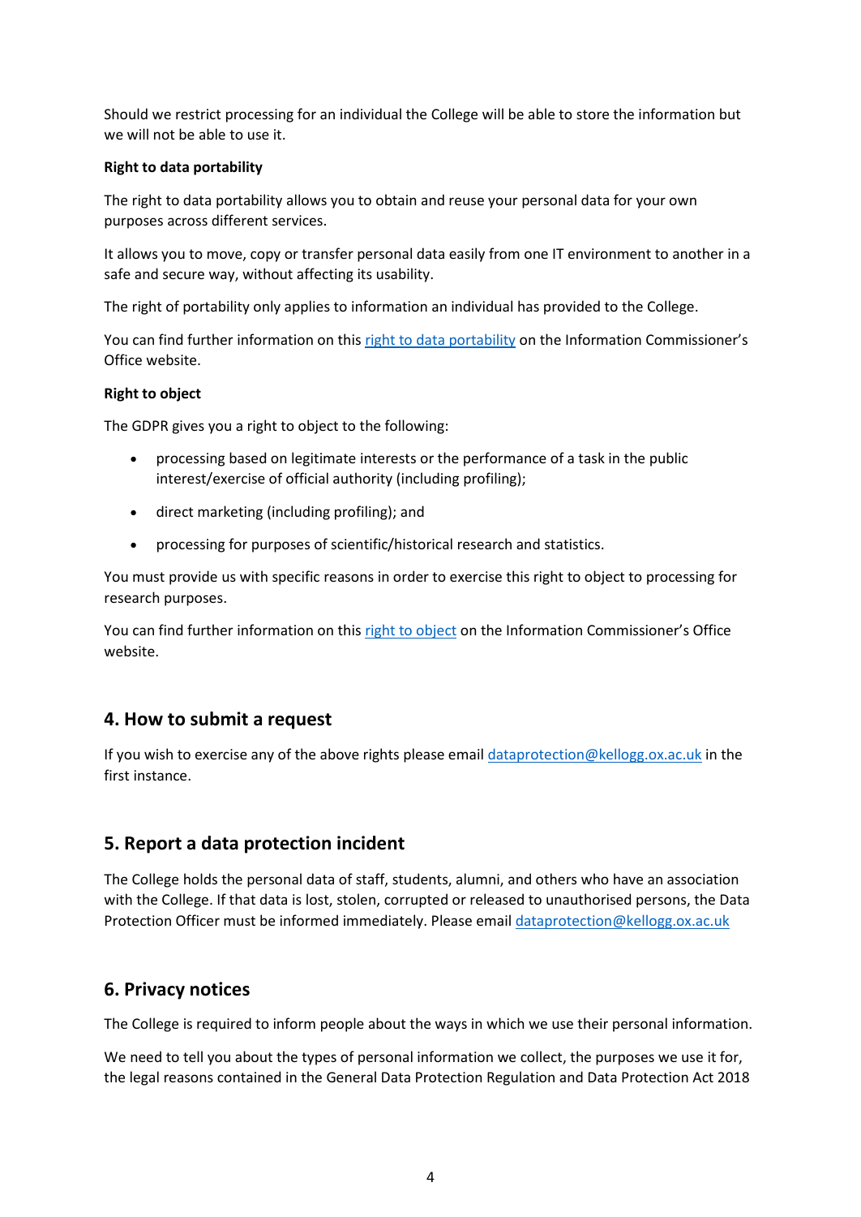Should we restrict processing for an individual the College will be able to store the information but we will not be able to use it.

**Right to data portability**

The right to data portability allows you to obtain and reuse your personal data for your own purposes across different services.

It allows you to move, copy or transfer personal data easily from one IT environment to another in a safe and secure way, without affecting its usability.

The right of portability only applies to information an individual has provided to the College.

You can find further information on this right to data portability on the Information Commissioner's Office website.

**Right to object**

The GDPR gives you a right to object to the following:

- processing based on legitimate interests or the performance of a task in the public interest/exercise of official authority (including profiling);
- direct marketing (including profiling); and
- processing for purposes of scientific/historical research and statistics.

You must provide us with specific reasons in order to exercise this right to object to processing for research purposes.

You can find further information on this right to object on the Information Commissioner's Office website.

## 4. How to submit a request

If you wish to exercise any of the above rights please email dataprotection@kellogg.ox.ac.uk in the first instance.

## 5. Report a data protection incident

The College holds the personal data of staff, students, alumni, and others who have an association with the College. If that data is lost, stolen, corrupted or released to unauthorised persons, the Data Protection Officer must be informed immediately. Please email dataprotection@kellogg.ox.ac.uk

## 6. Privacy notices

The College is required to inform people about the ways in which we use their personal information.

We need to tell you about the types of personal information we collect, the purposes we use it for, the legal reasons contained in the General Data Protection Regulation and Data Protection Act 2018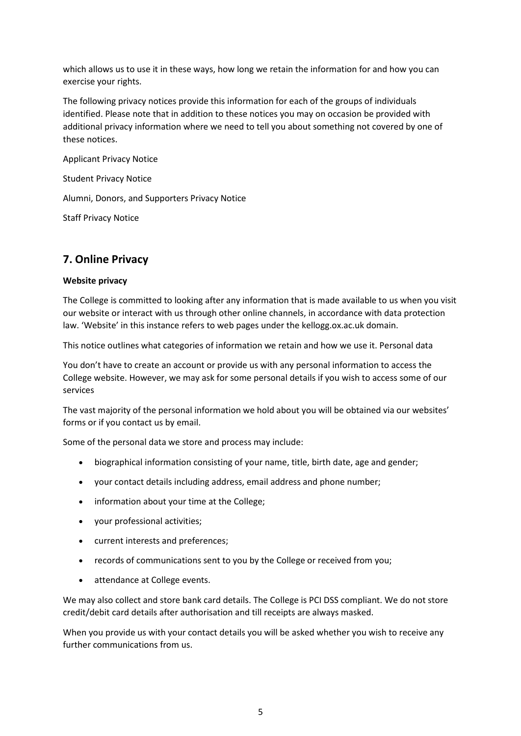which allows us to use it in these ways, how long we retain the information for and how you can exercise your rights.

The following privacy notices provide this information for each of the groups of individuals identified. Please note that in addition to these notices you may on occasion be provided with additional privacy information where we need to tell you about something not covered by one of these notices.

Applicant Privacy Notice

Student Privacy Notice

Alumni, Donors, and Supporters Privacy Notice

Staff Privacy Notice

## 7. Online Privacy

**Website privacy**

The College is committed to looking after any information that is made available to us when you visit our website or interact with us through other online channels, in accordance with data protection law. 'Website' in this instance refers to web pages under the kellogg.ox.ac.uk domain.

This notice outlines what categories of information we retain and how we use it. Personal data

You don't have to create an account or provide us with any personal information to access the College website. However, we may ask for some personal details if you wish to access some of our services

The vast majority of the personal information we hold about you will be obtained via our websites' forms or if you contact us by email.

Some of the personal data we store and process may include:

- biographical information consisting of your name, title, birth date, age and gender;
- your contact details including address, email address and phone number;
- information about your time at the College;
- your professional activities;
- current interests and preferences;
- records of communications sent to you by the College or received from you;
- attendance at College events.

We may also collect and store bank card details. The College is PCI DSS compliant. We do not store credit/debit card details after authorisation and till receipts are always masked.

When you provide us with your contact details you will be asked whether you wish to receive any further communications from us.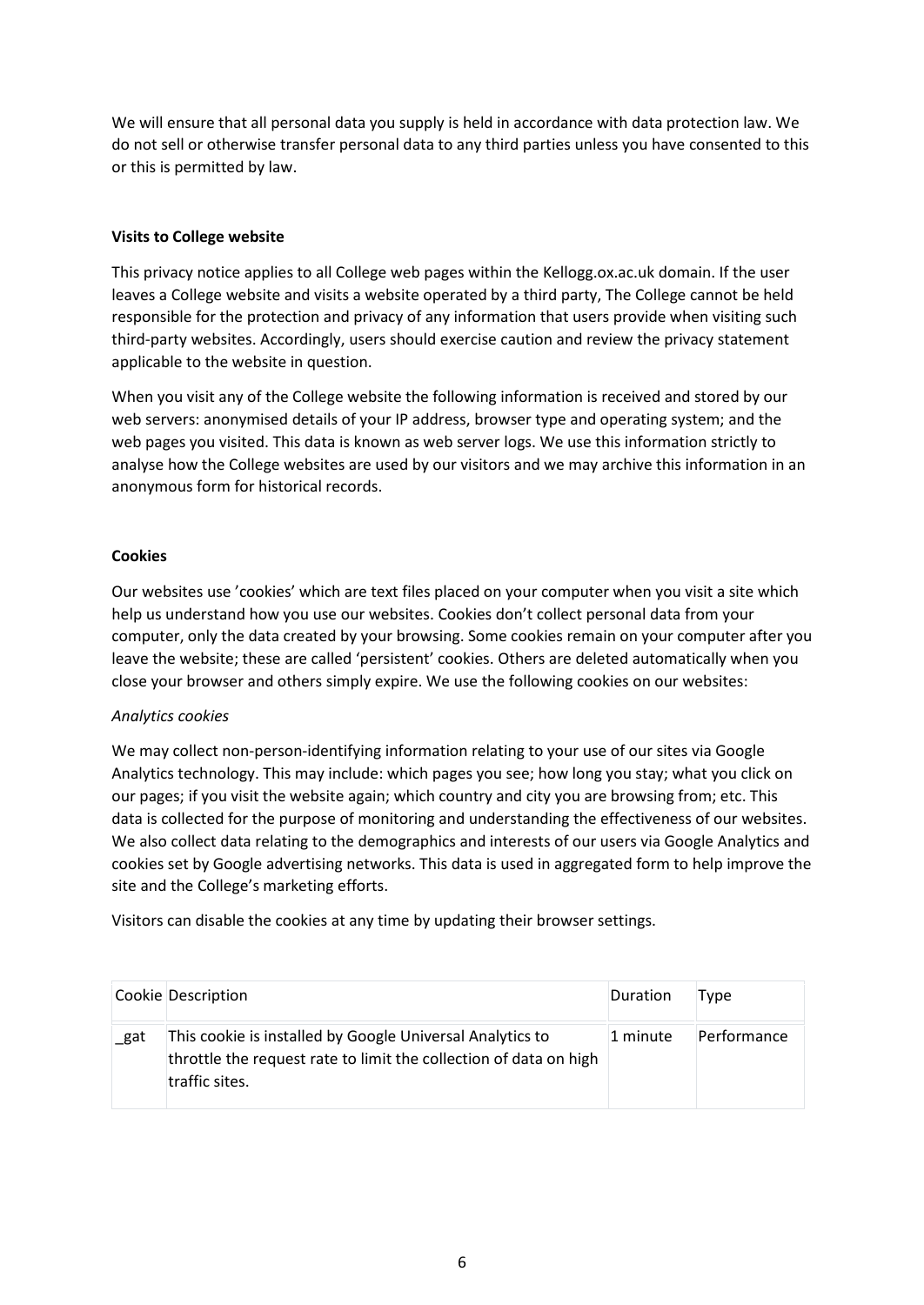We will ensure that all personal data you supply is held in accordance with data protection law. We do not sell or otherwise transfer personal data to any third parties unless you have consented to this or this is permitted by law.

**Visits to College website**

This privacy notice applies to all College web pages within the Kellogg.ox.ac.uk domain. If the user leaves a College website and visits a website operated by a third party, The College cannot be held responsible for the protection and privacy of any information that users provide when visiting such third-party websites. Accordingly, users should exercise caution and review the privacy statement applicable to the website in question.

When you visit any of the College website the following information is received and stored by our web servers: anonymised details of your IP address, browser type and operating system; and the web pages you visited. This data is known as web server logs. We use this information strictly to analyse how the College websites are used by our visitors and we may archive this information in an anonymous form for historical records.

**Cookies**

Our websites use 'cookies' which are text files placed on your computer when you visit a site which help us understand how you use our websites. Cookies don't collect personal data from your computer, only the data created by your browsing. Some cookies remain on your computer after you leave the website; these are called 'persistent' cookies. Others are deleted automatically when you close your browser and others simply expire. We use the following cookies on our websites:

*Analytics cookies*

We may collect non-person-identifying information relating to your use of our sites via Google Analytics technology. This may include: which pages you see; how long you stay; what you click on our pages; if you visit the website again; which country and city you are browsing from; etc. This data is collected for the purpose of monitoring and understanding the effectiveness of our websites. We also collect data relating to the demographics and interests of our users via Google Analytics and cookies set by Google advertising networks. This data is used in aggregated form to help improve the site and the College's marketing efforts.

Visitors can disable the cookies at any time by updating their browser settings.

| Cookie | Description | Duration | Type |
|---|---|---|---|
| _gat | This cookie is installed by Google Universal Analytics to throttle the request rate to limit the collection of data on high traffic sites. | 1 minute | Performance |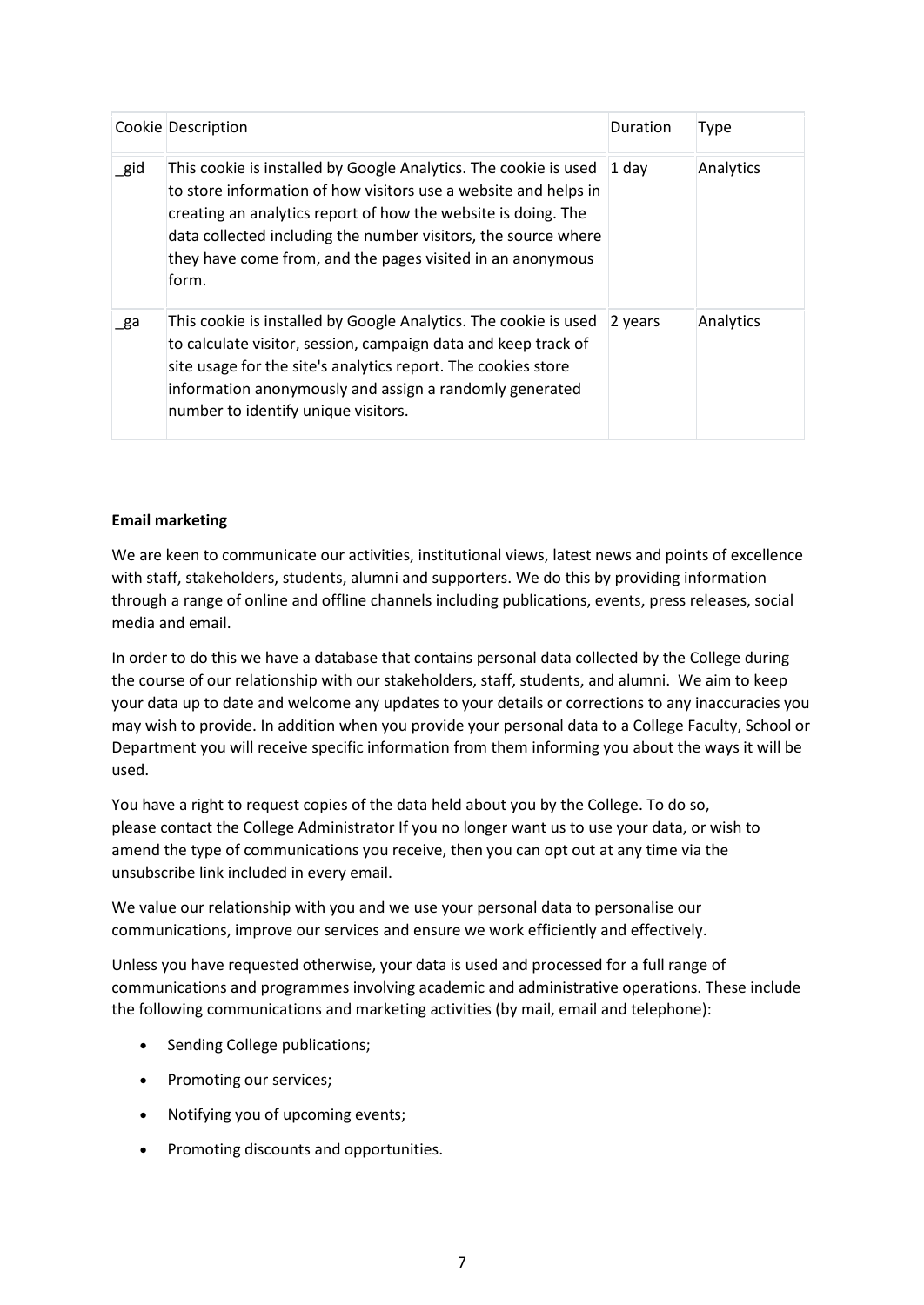| Cookie | Description | Duration | Type |
|---|---|---|---|
| _gid | This cookie is installed by Google Analytics. The cookie is used to store information of how visitors use a website and helps in creating an analytics report of how the website is doing. The data collected including the number visitors, the source where they have come from, and the pages visited in an anonymous form. | 1 day | Analytics |
| _ga | This cookie is installed by Google Analytics. The cookie is used to calculate visitor, session, campaign data and keep track of site usage for the site's analytics report. The cookies store information anonymously and assign a randomly generated number to identify unique visitors. | 2 years | Analytics |

**Email marketing**

We are keen to communicate our activities, institutional views, latest news and points of excellence with staff, stakeholders, students, alumni and supporters. We do this by providing information through a range of online and offline channels including publications, events, press releases, social media and email.

In order to do this we have a database that contains personal data collected by the College during the course of our relationship with our stakeholders, staff, students, and alumni. We aim to keep your data up to date and welcome any updates to your details or corrections to any inaccuracies you may wish to provide. In addition when you provide your personal data to a College Faculty, School or Department you will receive specific information from them informing you about the ways it will be used.

You have a right to request copies of the data held about you by the College. To do so, please contact the College Administrator If you no longer want us to use your data, or wish to amend the type of communications you receive, then you can opt out at any time via the unsubscribe link included in every email.

We value our relationship with you and we use your personal data to personalise our communications, improve our services and ensure we work efficiently and effectively.

Unless you have requested otherwise, your data is used and processed for a full range of communications and programmes involving academic and administrative operations. These include the following communications and marketing activities (by mail, email and telephone):

- Sending College publications;
- Promoting our services;
- Notifying you of upcoming events;
- Promoting discounts and opportunities.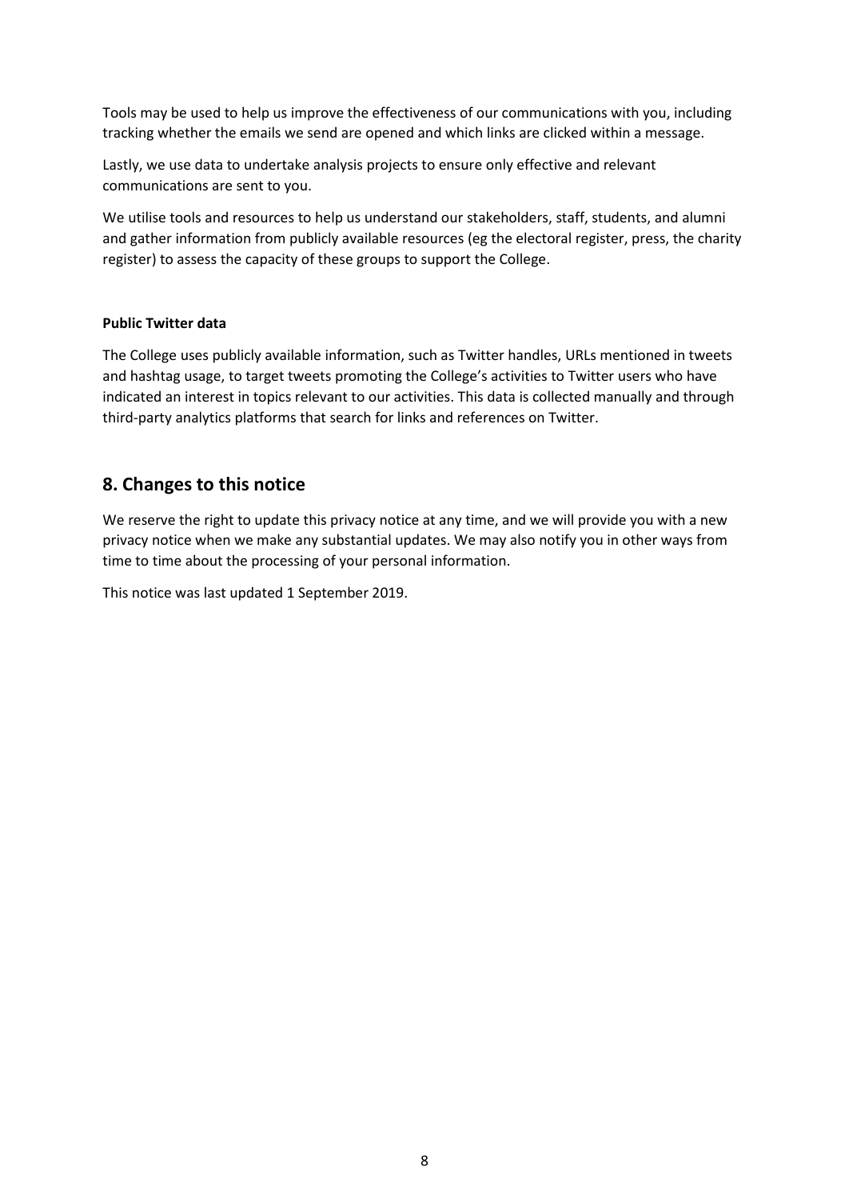Tools may be used to help us improve the effectiveness of our communications with you, including tracking whether the emails we send are opened and which links are clicked within a message.

Lastly, we use data to undertake analysis projects to ensure only effective and relevant communications are sent to you.

We utilise tools and resources to help us understand our stakeholders, staff, students, and alumni and gather information from publicly available resources (eg the electoral register, press, the charity register) to assess the capacity of these groups to support the College.

**Public Twitter data**

The College uses publicly available information, such as Twitter handles, URLs mentioned in tweets and hashtag usage, to target tweets promoting the College's activities to Twitter users who have indicated an interest in topics relevant to our activities. This data is collected manually and through third-party analytics platforms that search for links and references on Twitter.

## 8. Changes to this notice

We reserve the right to update this privacy notice at any time, and we will provide you with a new privacy notice when we make any substantial updates. We may also notify you in other ways from time to time about the processing of your personal information.

This notice was last updated 1 September 2019.